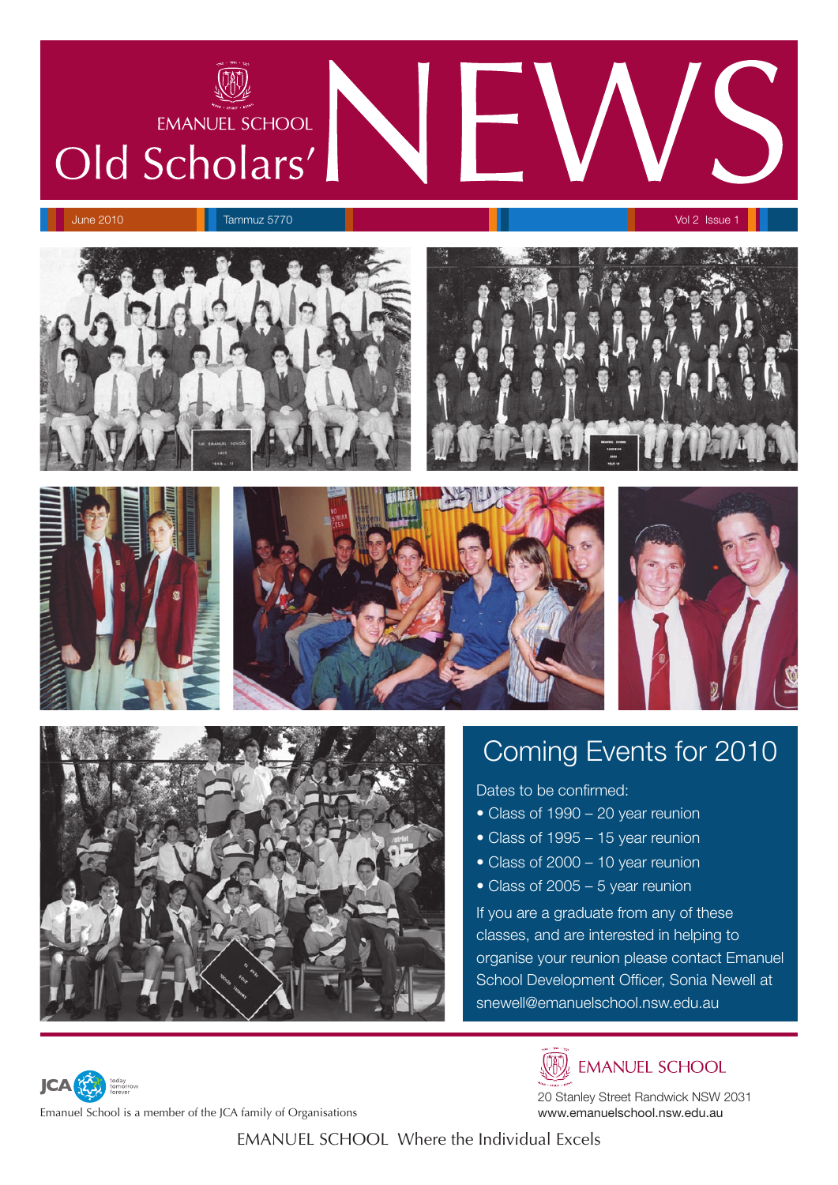# EMANUEL SCHOOL Old Scholars' NEWS

June 2010 | Tammuz 5770 | Vol 2 Issue 1

## Coming Events for 2010

Dates to be confirmed:

- Class of 1990 – 20 year reunion
- Class of 1995 – 15 year reunion
- Class of 2000 – 10 year reunion
- Class of 2005 – 5 year reunion

If you are a graduate from any of these classes, and are interested in helping to organise your reunion please contact Emanuel School Development Officer, Sonia Newell at snewell@emanuelschool.nsw.edu.au

JCA today tomorrow forever

Emanuel School is a member of the JCA family of Organisations

EMANUEL SCHOOL

20 Stanley Street Randwick NSW 2031
www.emanuelschool.nsw.edu.au

EMANUEL SCHOOL Where the Individual Excels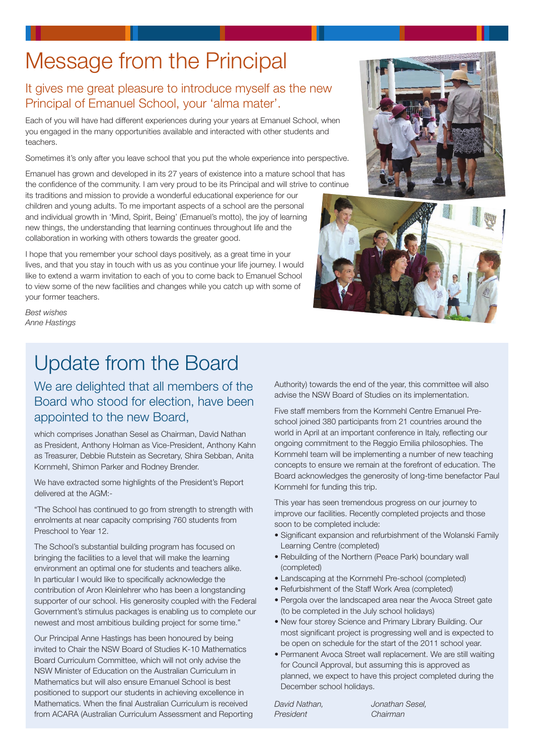# Message from the Principal

## It gives me great pleasure to introduce myself as the new Principal of Emanuel School, your 'alma mater'.

Each of you will have had different experiences during your years at Emanuel School, when you engaged in the many opportunities available and interacted with other students and teachers.

Sometimes it's only after you leave school that you put the whole experience into perspective.

Emanuel has grown and developed in its 27 years of existence into a mature school that has the confidence of the community. I am very proud to be its Principal and will strive to continue its traditions and mission to provide a wonderful educational experience for our children and young adults. To me important aspects of a school are the personal and individual growth in 'Mind, Spirit, Being' (Emanuel's motto), the joy of learning new things, the understanding that learning continues throughout life and the collaboration in working with others towards the greater good.

I hope that you remember your school days positively, as a great time in your lives, and that you stay in touch with us as you continue your life journey. I would like to extend a warm invitation to each of you to come back to Emanuel School to view some of the new facilities and changes while you catch up with some of your former teachers.

*Best wishes*
*Anne Hastings*

# Update from the Board

## We are delighted that all members of the Board who stood for election, have been appointed to the new Board,

which comprises Jonathan Sesel as Chairman, David Nathan as President, Anthony Holman as Vice-President, Anthony Kahn as Treasurer, Debbie Rutstein as Secretary, Shira Sebban, Anita Kornmehl, Shimon Parker and Rodney Brender.

We have extracted some highlights of the President's Report delivered at the AGM:-

"The School has continued to go from strength to strength with enrolments at near capacity comprising 760 students from Preschool to Year 12.

The School's substantial building program has focused on bringing the facilities to a level that will make the learning environment an optimal one for students and teachers alike. In particular I would like to specifically acknowledge the contribution of Aron Kleinlehrer who has been a longstanding supporter of our school. His generosity coupled with the Federal Government's stimulus packages is enabling us to complete our newest and most ambitious building project for some time."

Our Principal Anne Hastings has been honoured by being invited to Chair the NSW Board of Studies K-10 Mathematics Board Curriculum Committee, which will not only advise the NSW Minister of Education on the Australian Curriculum in Mathematics but will also ensure Emanuel School is best positioned to support our students in achieving excellence in Mathematics. When the final Australian Curriculum is received from ACARA (Australian Curriculum Assessment and Reporting Authority) towards the end of the year, this committee will also advise the NSW Board of Studies on its implementation.

Five staff members from the Kornmehl Centre Emanuel Pre-school joined 380 participants from 21 countries around the world in April at an important conference in Italy, reflecting our ongoing commitment to the Reggio Emilia philosophies. The Kornmehl team will be implementing a number of new teaching concepts to ensure we remain at the forefront of education. The Board acknowledges the generosity of long-time benefactor Paul Kornmehl for funding this trip.

This year has seen tremendous progress on our journey to improve our facilities. Recently completed projects and those soon to be completed include:

- Significant expansion and refurbishment of the Wolanski Family Learning Centre (completed)
- Rebuilding of the Northern (Peace Park) boundary wall (completed)
- Landscaping at the Kornmehl Pre-school (completed)
- Refurbishment of the Staff Work Area (completed)
- Pergola over the landscaped area near the Avoca Street gate (to be completed in the July school holidays)
- New four storey Science and Primary Library Building. Our most significant project is progressing well and is expected to be open on schedule for the start of the 2011 school year.
- Permanent Avoca Street wall replacement. We are still waiting for Council Approval, but assuming this is approved as planned, we expect to have this project completed during the December school holidays.

*David Nathan,*
*President*

*Jonathan Sesel,*
*Chairman*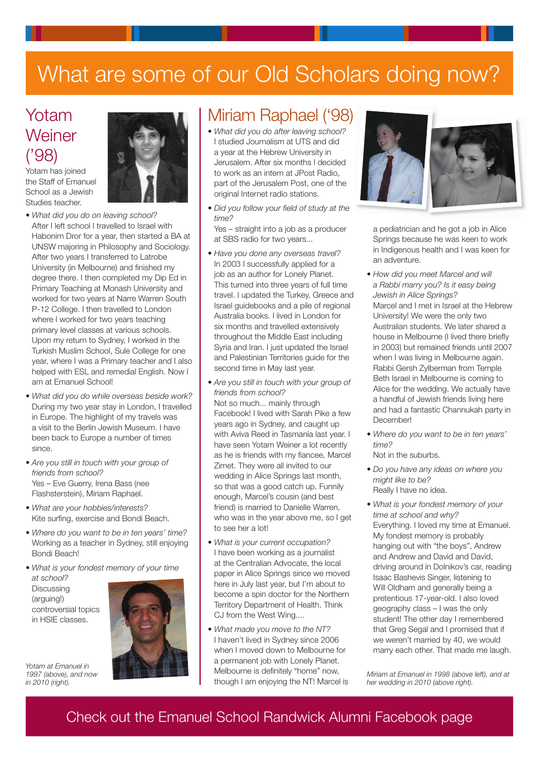# What are some of our Old Scholars doing now?

## Yotam Weiner ('98)

Yotam has joined the Staff of Emanuel School as a Jewish Studies teacher.

- *What did you do on leaving school?*
  After I left school I travelled to Israel with Habonim Dror for a year, then started a BA at UNSW majoring in Philosophy and Sociology. After two years I transferred to Latrobe University (in Melbourne) and finished my degree there. I then completed my Dip Ed in Primary Teaching at Monash University and worked for two years at Narre Warren South P-12 College. I then travelled to London where I worked for two years teaching primary level classes at various schools. Upon my return to Sydney, I worked in the Turkish Muslim School, Sule College for one year, where I was a Primary teacher and I also helped with ESL and remedial English. Now I am at Emanuel School!

- *What did you do while overseas beside work?*
  During my two year stay in London, I travelled in Europe. The highlight of my travels was a visit to the Berlin Jewish Museum. I have been back to Europe a number of times since.

- *Are you still in touch with your group of friends from school?*
  Yes – Eve Guerry, Irena Bass (nee Flashsterstein), Miriam Raphael.

- *What are your hobbies/interests?*
  Kite surfing, exercise and Bondi Beach.

- *Where do you want to be in ten years' time?*
  Working as a teacher in Sydney, still enjoying Bondi Beach!

- *What is your fondest memory of your time at school?*
  Discussing (arguing!) controversial topics in HSIE classes.

*Yotam at Emanuel in 1997 (above), and now in 2010 (right).*

## Miriam Raphael ('98)

- *What did you do after leaving school?*
  I studied Journalism at UTS and did a year at the Hebrew University in Jerusalem. After six months I decided to work as an intern at JPost Radio, part of the Jerusalem Post, one of the original Internet radio stations.

- *Did you follow your field of study at the time?*
  Yes – straight into a job as a producer at SBS radio for two years...

- *Have you done any overseas travel?*
  In 2003 I successfully applied for a job as an author for Lonely Planet. This turned into three years of full time travel. I updated the Turkey, Greece and Israel guidebooks and a pile of regional Australia books. I lived in London for six months and travelled extensively throughout the Middle East including Syria and Iran. I just updated the Israel and Palestinian Territories guide for the second time in May last year.

- *Are you still in touch with your group of friends from school?*
  Not so much... mainly through Facebook! I lived with Sarah Pike a few years ago in Sydney, and caught up with Aviva Reed in Tasmania last year. I have seen Yotam Weiner a lot recently as he is friends with my fiancee, Marcel Zimet. They were all invited to our wedding in Alice Springs last month, so that was a good catch up. Funnily enough, Marcel's cousin (and best friend) is married to Danielle Warren, who was in the year above me, so I get to see her a lot!

- *What is your current occupation?*
  I have been working as a journalist at the Centralian Advocate, the local paper in Alice Springs since we moved here in July last year, but I'm about to become a spin doctor for the Northern Territory Department of Health. Think CJ from the West Wing....

- *What made you move to the NT?*
  I haven't lived in Sydney since 2006 when I moved down to Melbourne for a permanent job with Lonely Planet. Melbourne is definitely "home" now, though I am enjoying the NT! Marcel is a pediatrician and he got a job in Alice Springs because he was keen to work in Indigenous health and I was keen for an adventure.

- *How did you meet Marcel and will a Rabbi marry you? Is it easy being Jewish in Alice Springs?*
  Marcel and I met in Israel at the Hebrew University! We were the only two Australian students. We later shared a house in Melbourne (I lived there briefly in 2003) but remained friends until 2007 when I was living in Melbourne again. Rabbi Gersh Zylberman from Temple Beth Israel in Melbourne is coming to Alice for the wedding. We actually have a handful of Jewish friends living here and had a fantastic Channukah party in December!

- *Where do you want to be in ten years' time?*
  Not in the suburbs.

- *Do you have any ideas on where you might like to be?*
  Really I have no idea.

- *What is your fondest memory of your time at school and why?*
  Everything. I loved my time at Emanuel. My fondest memory is probably hanging out with "the boys", Andrew and Andrew and David and David, driving around in Dolnikov's car, reading Isaac Bashevis Singer, listening to Will Oldham and generally being a pretentious 17-year-old. I also loved geography class – I was the only student! The other day I remembered that Greg Segal and I promised that if we weren't married by 40, we would marry each other. That made me laugh.

*Miriam at Emanuel in 1998 (above left), and at her wedding in 2010 (above right).*

Check out the Emanuel School Randwick Alumni Facebook page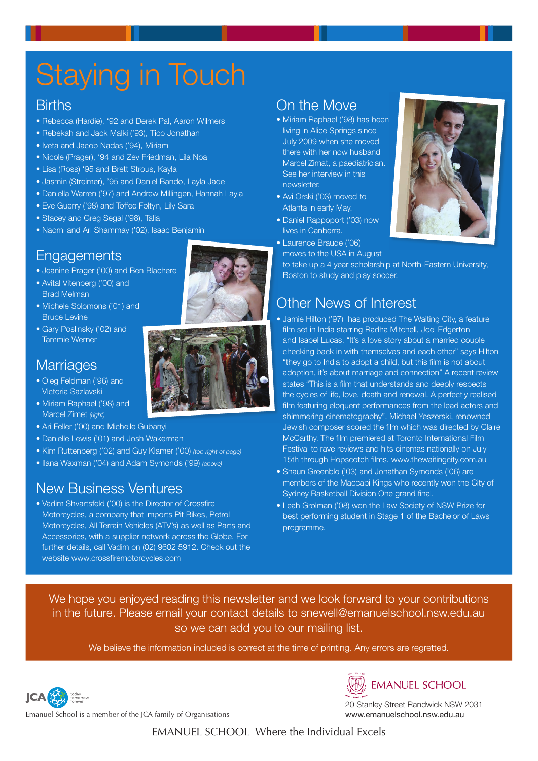# Staying in Touch

## Births

- Rebecca (Hardie), '92 and Derek Pal, Aaron Wilmers
- Rebekah and Jack Malki ('93), Tico Jonathan
- Iveta and Jacob Nadas ('94), Miriam
- Nicole (Prager), '94 and Zev Friedman, Lila Noa
- Lisa (Ross) '95 and Brett Strous, Kayla
- Jasmin (Streimer), '95 and Daniel Bando, Layla Jade
- Daniella Warren ('97) and Andrew Millingen, Hannah Layla
- Eve Guerry ('98) and Toffee Foltyn, Lily Sara
- Stacey and Greg Segal ('98), Talia
- Naomi and Ari Shammay ('02), Isaac Benjamin

## Engagements

- Jeanine Prager ('00) and Ben Blachere
- Avital Vitenberg ('00) and Brad Melman
- Michele Solomons ('01) and Bruce Levine
- Gary Poslinsky ('02) and Tammie Werner

## Marriages

- Oleg Feldman ('96) and Victoria Sazlavski
- Miriam Raphael ('98) and Marcel Zimet *(right)*
- Ari Feller ('00) and Michelle Gubanyi
- Danielle Lewis ('01) and Josh Wakerman
- Kim Ruttenberg ('02) and Guy Klamer ('00) *(top right of page)*
- Ilana Waxman ('04) and Adam Symonds ('99) *(above)*

## New Business Ventures

- Vadim Shvartsfeld ('00) is the Director of Crossfire Motorcycles, a company that imports Pit Bikes, Petrol Motorcycles, All Terrain Vehicles (ATV's) as well as Parts and Accessories, with a supplier network across the Globe. For further details, call Vadim on (02) 9602 5912. Check out the website www.crossfiremotorcycles.com

## On the Move

- Miriam Raphael ('98) has been living in Alice Springs since July 2009 when she moved there with her now husband Marcel Zimat, a paediatrician. See her interview in this newsletter.
- Avi Orski ('03) moved to Atlanta in early May.
- Daniel Rappoport ('03) now lives in Canberra.
- Laurence Braude ('06) moves to the USA in August to take up a 4 year scholarship at North-Eastern University, Boston to study and play soccer.

## Other News of Interest

- Jamie Hilton ('97) has produced The Waiting City, a feature film set in India starring Radha Mitchell, Joel Edgerton and Isabel Lucas. "It's a love story about a married couple checking back in with themselves and each other" says Hilton "they go to India to adopt a child, but this film is not about adoption, it's about marriage and connection" A recent review states "This is a film that understands and deeply respects the cycles of life, love, death and renewal. A perfectly realised film featuring eloquent performances from the lead actors and shimmering cinematography". Michael Yeszerski, renowned Jewish composer scored the film which was directed by Claire McCarthy. The film premiered at Toronto International Film Festival to rave reviews and hits cinemas nationally on July 15th through Hopscotch films. www.thewaitingcity.com.au
- Shaun Greenblo ('03) and Jonathan Symonds ('06) are members of the Maccabi Kings who recently won the City of Sydney Basketball Division One grand final.
- Leah Grolman ('08) won the Law Society of NSW Prize for best performing student in Stage 1 of the Bachelor of Laws programme.

We hope you enjoyed reading this newsletter and we look forward to your contributions in the future. Please email your contact details to snewell@emanuelschool.nsw.edu.au so we can add you to our mailing list.

We believe the information included is correct at the time of printing. Any errors are regretted.

JCA today tomorrow forever

Emanuel School is a member of the JCA family of Organisations

EMANUEL SCHOOL

20 Stanley Street Randwick NSW 2031
www.emanuelschool.nsw.edu.au

EMANUEL SCHOOL Where the Individual Excels